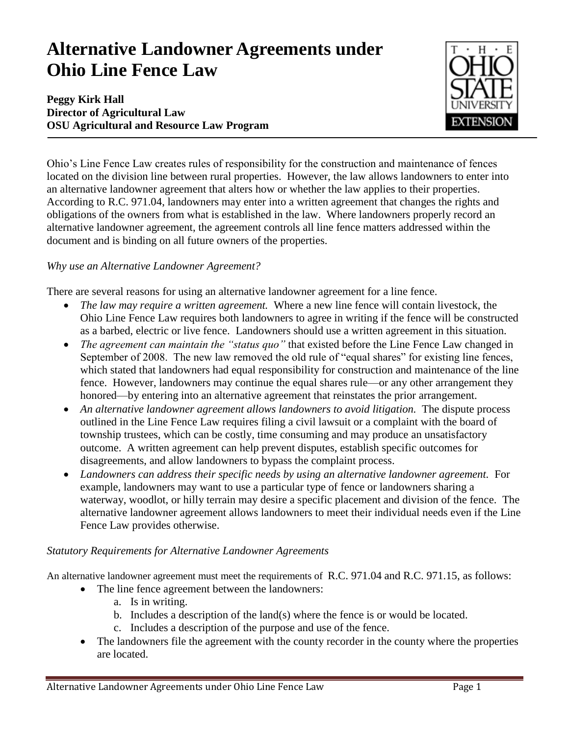# Alternative Landowner Agreements under Ohio Line Fence Law

**Peggy Kirk Hall**
**Director of Agricultural Law**
**OSU Agricultural and Resource Law Program**

Ohio's Line Fence Law creates rules of responsibility for the construction and maintenance of fences located on the division line between rural properties. However, the law allows landowners to enter into an alternative landowner agreement that alters how or whether the law applies to their properties. According to R.C. 971.04, landowners may enter into a written agreement that changes the rights and obligations of the owners from what is established in the law. Where landowners properly record an alternative landowner agreement, the agreement controls all line fence matters addressed within the document and is binding on all future owners of the properties.

*Why use an Alternative Landowner Agreement?*

There are several reasons for using an alternative landowner agreement for a line fence.

- *The law may require a written agreement.* Where a new line fence will contain livestock, the Ohio Line Fence Law requires both landowners to agree in writing if the fence will be constructed as a barbed, electric or live fence. Landowners should use a written agreement in this situation.
- *The agreement can maintain the "status quo"* that existed before the Line Fence Law changed in September of 2008. The new law removed the old rule of "equal shares" for existing line fences, which stated that landowners had equal responsibility for construction and maintenance of the line fence. However, landowners may continue the equal shares rule—or any other arrangement they honored—by entering into an alternative agreement that reinstates the prior arrangement.
- *An alternative landowner agreement allows landowners to avoid litigation.* The dispute process outlined in the Line Fence Law requires filing a civil lawsuit or a complaint with the board of township trustees, which can be costly, time consuming and may produce an unsatisfactory outcome. A written agreement can help prevent disputes, establish specific outcomes for disagreements, and allow landowners to bypass the complaint process.
- *Landowners can address their specific needs by using an alternative landowner agreement.* For example, landowners may want to use a particular type of fence or landowners sharing a waterway, woodlot, or hilly terrain may desire a specific placement and division of the fence. The alternative landowner agreement allows landowners to meet their individual needs even if the Line Fence Law provides otherwise.

*Statutory Requirements for Alternative Landowner Agreements*

An alternative landowner agreement must meet the requirements of R.C. 971.04 and R.C. 971.15, as follows:

- The line fence agreement between the landowners:
  a. Is in writing.
  b. Includes a description of the land(s) where the fence is or would be located.
  c. Includes a description of the purpose and use of the fence.
- The landowners file the agreement with the county recorder in the county where the properties are located.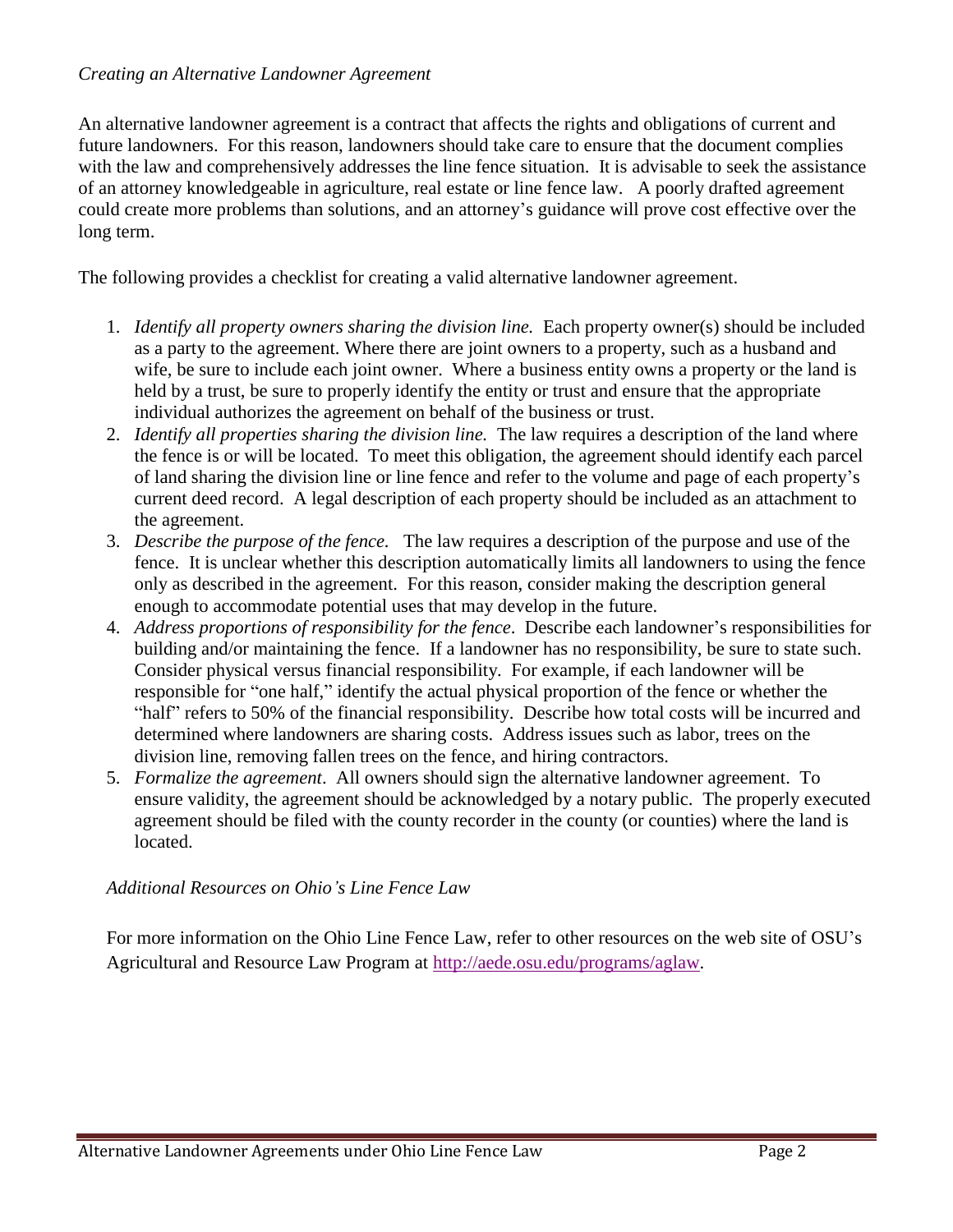*Creating an Alternative Landowner Agreement*

An alternative landowner agreement is a contract that affects the rights and obligations of current and future landowners. For this reason, landowners should take care to ensure that the document complies with the law and comprehensively addresses the line fence situation. It is advisable to seek the assistance of an attorney knowledgeable in agriculture, real estate or line fence law. A poorly drafted agreement could create more problems than solutions, and an attorney's guidance will prove cost effective over the long term.

The following provides a checklist for creating a valid alternative landowner agreement.

1. *Identify all property owners sharing the division line.* Each property owner(s) should be included as a party to the agreement. Where there are joint owners to a property, such as a husband and wife, be sure to include each joint owner. Where a business entity owns a property or the land is held by a trust, be sure to properly identify the entity or trust and ensure that the appropriate individual authorizes the agreement on behalf of the business or trust.
2. *Identify all properties sharing the division line.* The law requires a description of the land where the fence is or will be located. To meet this obligation, the agreement should identify each parcel of land sharing the division line or line fence and refer to the volume and page of each property's current deed record. A legal description of each property should be included as an attachment to the agreement.
3. *Describe the purpose of the fence.* The law requires a description of the purpose and use of the fence. It is unclear whether this description automatically limits all landowners to using the fence only as described in the agreement. For this reason, consider making the description general enough to accommodate potential uses that may develop in the future.
4. *Address proportions of responsibility for the fence*. Describe each landowner's responsibilities for building and/or maintaining the fence. If a landowner has no responsibility, be sure to state such. Consider physical versus financial responsibility. For example, if each landowner will be responsible for "one half," identify the actual physical proportion of the fence or whether the "half" refers to 50% of the financial responsibility. Describe how total costs will be incurred and determined where landowners are sharing costs. Address issues such as labor, trees on the division line, removing fallen trees on the fence, and hiring contractors.
5. *Formalize the agreement*. All owners should sign the alternative landowner agreement. To ensure validity, the agreement should be acknowledged by a notary public. The properly executed agreement should be filed with the county recorder in the county (or counties) where the land is located.

*Additional Resources on Ohio's Line Fence Law*

For more information on the Ohio Line Fence Law, refer to other resources on the web site of OSU's Agricultural and Resource Law Program at http://aede.osu.edu/programs/aglaw.